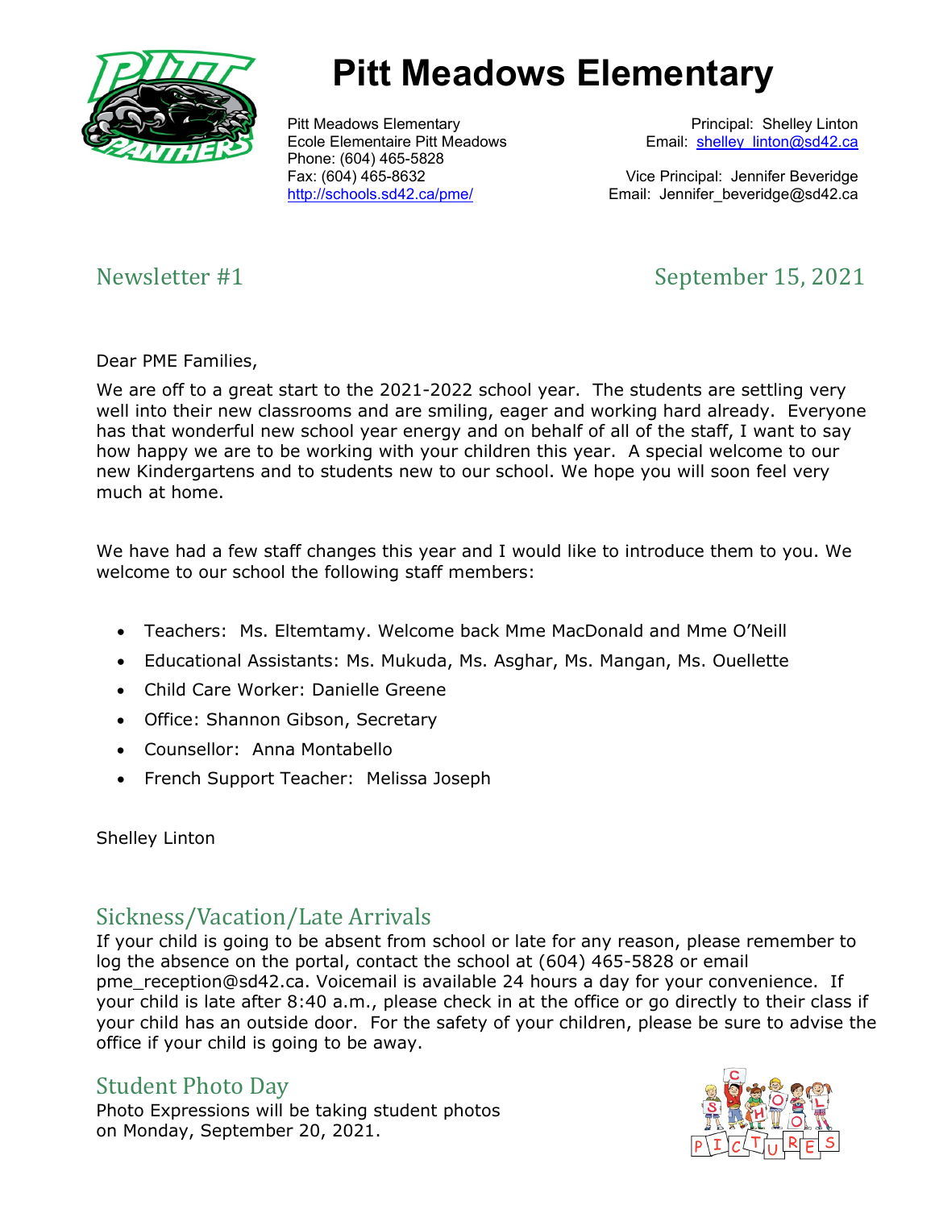# Pitt Meadows Elementary

Pitt Meadows Elementary
Ecole Elementaire Pitt Meadows
Phone: (604) 465-5828
Fax: (604) 465-8632
http://schools.sd42.ca/pme/

Principal: Shelley Linton
Email: shelley_linton@sd42.ca

Vice Principal: Jennifer Beveridge
Email: Jennifer_beveridge@sd42.ca

## Newsletter #1

September 15, 2021

Dear PME Families,

We are off to a great start to the 2021-2022 school year. The students are settling very well into their new classrooms and are smiling, eager and working hard already. Everyone has that wonderful new school year energy and on behalf of all of the staff, I want to say how happy we are to be working with your children this year. A special welcome to our new Kindergartens and to students new to our school. We hope you will soon feel very much at home.

We have had a few staff changes this year and I would like to introduce them to you. We welcome to our school the following staff members:

- Teachers: Ms. Eltemtamy. Welcome back Mme MacDonald and Mme O'Neill
- Educational Assistants: Ms. Mukuda, Ms. Asghar, Ms. Mangan, Ms. Ouellette
- Child Care Worker: Danielle Greene
- Office: Shannon Gibson, Secretary
- Counsellor: Anna Montabello
- French Support Teacher: Melissa Joseph

Shelley Linton

## Sickness/Vacation/Late Arrivals

If your child is going to be absent from school or late for any reason, please remember to log the absence on the portal, contact the school at (604) 465-5828 or email pme_reception@sd42.ca. Voicemail is available 24 hours a day for your convenience. If your child is late after 8:40 a.m., please check in at the office or go directly to their class if your child has an outside door. For the safety of your children, please be sure to advise the office if your child is going to be away.

## Student Photo Day

Photo Expressions will be taking student photos on Monday, September 20, 2021.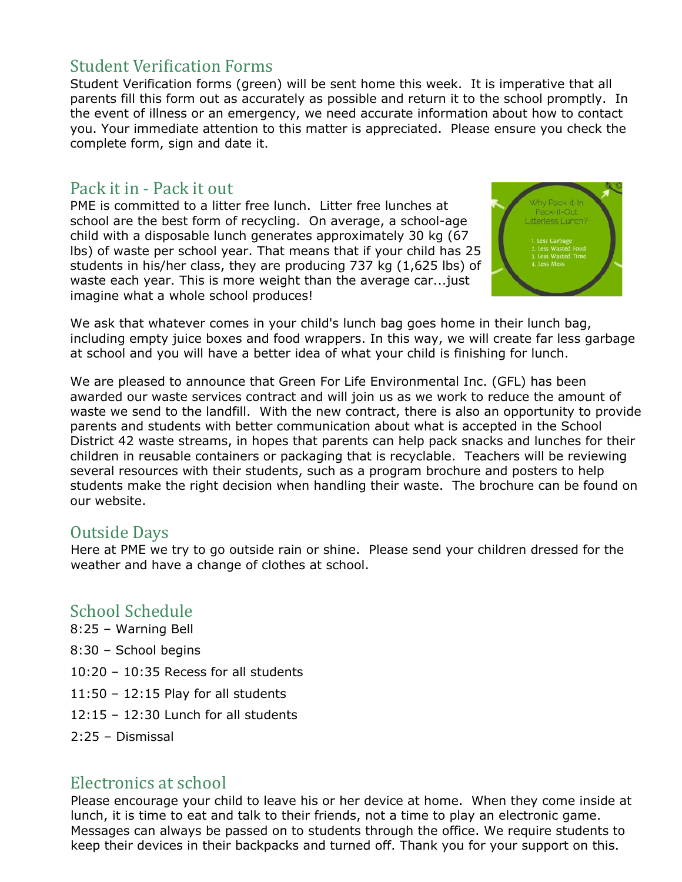## Student Verification Forms

Student Verification forms (green) will be sent home this week. It is imperative that all parents fill this form out as accurately as possible and return it to the school promptly. In the event of illness or an emergency, we need accurate information about how to contact you. Your immediate attention to this matter is appreciated. Please ensure you check the complete form, sign and date it.

## Pack it in - Pack it out

PME is committed to a litter free lunch. Litter free lunches at school are the best form of recycling. On average, a school-age child with a disposable lunch generates approximately 30 kg (67 lbs) of waste per school year. That means that if your child has 25 students in his/her class, they are producing 737 kg (1,625 lbs) of waste each year. This is more weight than the average car...just imagine what a whole school produces!

Why Pack-it-In Pack-it-Out Litterless Lunch?

1. Less Garbage
2. Less Wasted Food
3. Less Wasted Time
4. Less Mess

We ask that whatever comes in your child's lunch bag goes home in their lunch bag, including empty juice boxes and food wrappers. In this way, we will create far less garbage at school and you will have a better idea of what your child is finishing for lunch.

We are pleased to announce that Green For Life Environmental Inc. (GFL) has been awarded our waste services contract and will join us as we work to reduce the amount of waste we send to the landfill. With the new contract, there is also an opportunity to provide parents and students with better communication about what is accepted in the School District 42 waste streams, in hopes that parents can help pack snacks and lunches for their children in reusable containers or packaging that is recyclable. Teachers will be reviewing several resources with their students, such as a program brochure and posters to help students make the right decision when handling their waste. The brochure can be found on our website.

## Outside Days

Here at PME we try to go outside rain or shine. Please send your children dressed for the weather and have a change of clothes at school.

## School Schedule

8:25 – Warning Bell

8:30 – School begins

10:20 – 10:35 Recess for all students

11:50 – 12:15 Play for all students

12:15 – 12:30 Lunch for all students

2:25 – Dismissal

## Electronics at school

Please encourage your child to leave his or her device at home. When they come inside at lunch, it is time to eat and talk to their friends, not a time to play an electronic game. Messages can always be passed on to students through the office. We require students to keep their devices in their backpacks and turned off. Thank you for your support on this.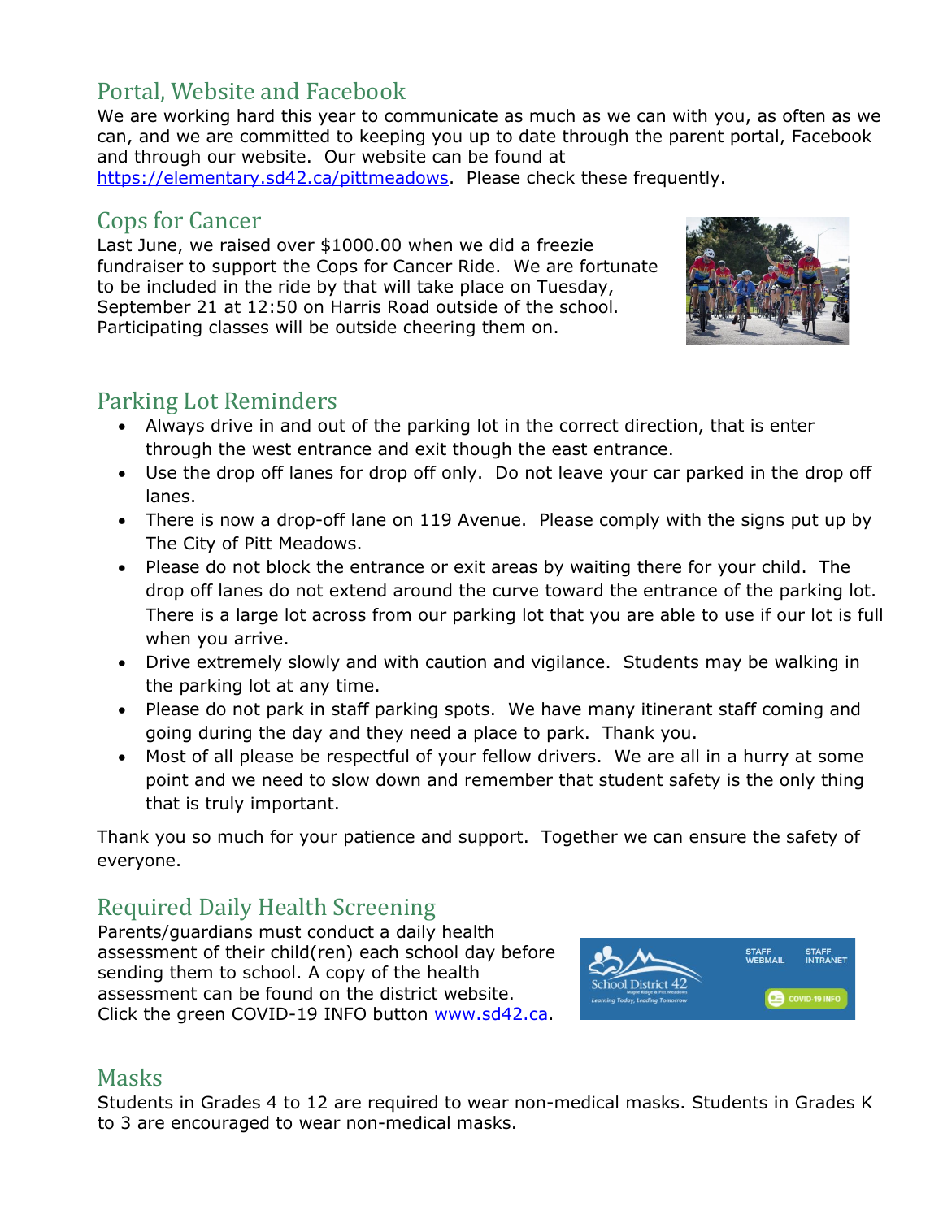## Portal, Website and Facebook

We are working hard this year to communicate as much as we can with you, as often as we can, and we are committed to keeping you up to date through the parent portal, Facebook and through our website. Our website can be found at https://elementary.sd42.ca/pittmeadows. Please check these frequently.

## Cops for Cancer

Last June, we raised over $1000.00 when we did a freezie fundraiser to support the Cops for Cancer Ride. We are fortunate to be included in the ride by that will take place on Tuesday, September 21 at 12:50 on Harris Road outside of the school. Participating classes will be outside cheering them on.

## Parking Lot Reminders

- Always drive in and out of the parking lot in the correct direction, that is enter through the west entrance and exit though the east entrance.
- Use the drop off lanes for drop off only. Do not leave your car parked in the drop off lanes.
- There is now a drop-off lane on 119 Avenue. Please comply with the signs put up by The City of Pitt Meadows.
- Please do not block the entrance or exit areas by waiting there for your child. The drop off lanes do not extend around the curve toward the entrance of the parking lot. There is a large lot across from our parking lot that you are able to use if our lot is full when you arrive.
- Drive extremely slowly and with caution and vigilance. Students may be walking in the parking lot at any time.
- Please do not park in staff parking spots. We have many itinerant staff coming and going during the day and they need a place to park. Thank you.
- Most of all please be respectful of your fellow drivers. We are all in a hurry at some point and we need to slow down and remember that student safety is the only thing that is truly important.

Thank you so much for your patience and support. Together we can ensure the safety of everyone.

## Required Daily Health Screening

Parents/guardians must conduct a daily health assessment of their child(ren) each school day before sending them to school. A copy of the health assessment can be found on the district website. Click the green COVID-19 INFO button www.sd42.ca.

## Masks

Students in Grades 4 to 12 are required to wear non-medical masks. Students in Grades K to 3 are encouraged to wear non-medical masks.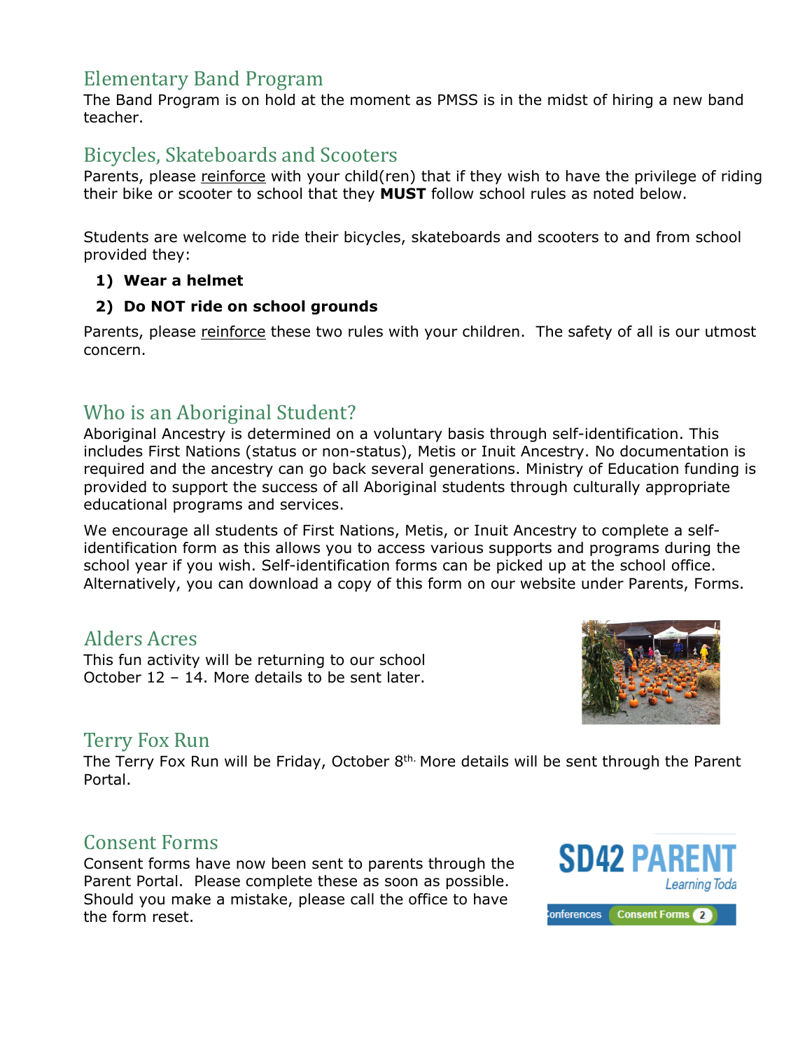## Elementary Band Program

The Band Program is on hold at the moment as PMSS is in the midst of hiring a new band teacher.

## Bicycles, Skateboards and Scooters

Parents, please reinforce with your child(ren) that if they wish to have the privilege of riding their bike or scooter to school that they **MUST** follow school rules as noted below.

Students are welcome to ride their bicycles, skateboards and scooters to and from school provided they:

1) **Wear a helmet**
2) **Do NOT ride on school grounds**

Parents, please reinforce these two rules with your children. The safety of all is our utmost concern.

## Who is an Aboriginal Student?

Aboriginal Ancestry is determined on a voluntary basis through self-identification. This includes First Nations (status or non-status), Metis or Inuit Ancestry. No documentation is required and the ancestry can go back several generations. Ministry of Education funding is provided to support the success of all Aboriginal students through culturally appropriate educational programs and services.

We encourage all students of First Nations, Metis, or Inuit Ancestry to complete a self-identification form as this allows you to access various supports and programs during the school year if you wish. Self-identification forms can be picked up at the school office. Alternatively, you can download a copy of this form on our website under Parents, Forms.

## Alders Acres

This fun activity will be returning to our school October 12 – 14. More details to be sent later.

## Terry Fox Run

The Terry Fox Run will be Friday, October 8th. More details will be sent through the Parent Portal.

## Consent Forms

Consent forms have now been sent to parents through the Parent Portal. Please complete these as soon as possible. Should you make a mistake, please call the office to have the form reset.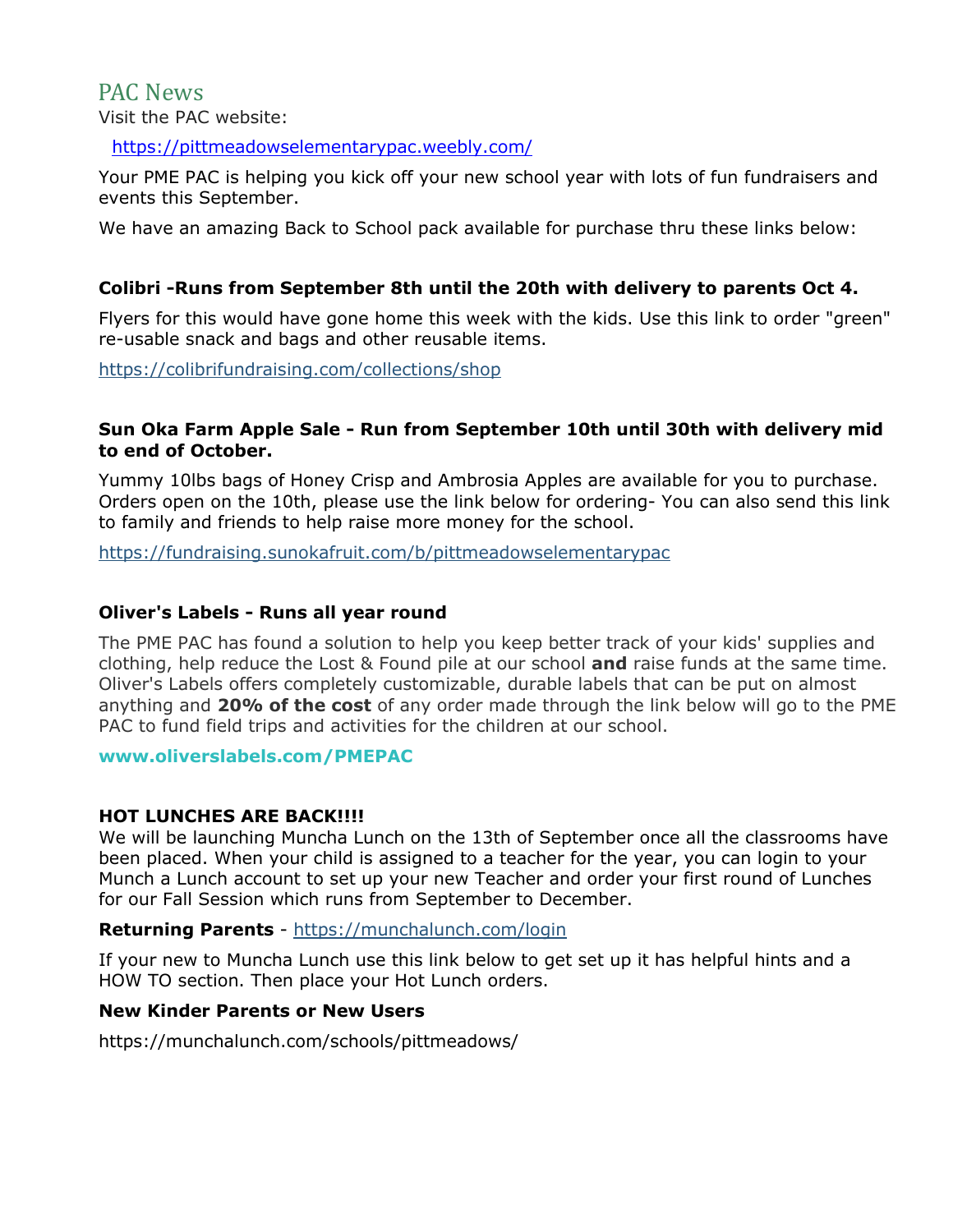## PAC News

Visit the PAC website:

https://pittmeadowselementarypac.weebly.com/

Your PME PAC is helping you kick off your new school year with lots of fun fundraisers and events this September.

We have an amazing Back to School pack available for purchase thru these links below:

### Colibri -Runs from September 8th until the 20th with delivery to parents Oct 4.

Flyers for this would have gone home this week with the kids. Use this link to order "green" re-usable snack and bags and other reusable items.

https://colibrifundraising.com/collections/shop

### Sun Oka Farm Apple Sale - Run from September 10th until 30th with delivery mid to end of October.

Yummy 10lbs bags of Honey Crisp and Ambrosia Apples are available for you to purchase. Orders open on the 10th, please use the link below for ordering- You can also send this link to family and friends to help raise more money for the school.

https://fundraising.sunokafruit.com/b/pittmeadowselementarypac

### Oliver's Labels - Runs all year round

The PME PAC has found a solution to help you keep better track of your kids' supplies and clothing, help reduce the Lost & Found pile at our school **and** raise funds at the same time. Oliver's Labels offers completely customizable, durable labels that can be put on almost anything and **20% of the cost** of any order made through the link below will go to the PME PAC to fund field trips and activities for the children at our school.

**www.oliverslabels.com/PMEPAC**

### HOT LUNCHES ARE BACK!!!!

We will be launching Muncha Lunch on the 13th of September once all the classrooms have been placed. When your child is assigned to a teacher for the year, you can login to your Munch a Lunch account to set up your new Teacher and order your first round of Lunches for our Fall Session which runs from September to December.

**Returning Parents** - https://munchalunch.com/login

If your new to Muncha Lunch use this link below to get set up it has helpful hints and a HOW TO section. Then place your Hot Lunch orders.

**New Kinder Parents or New Users**

https://munchalunch.com/schools/pittmeadows/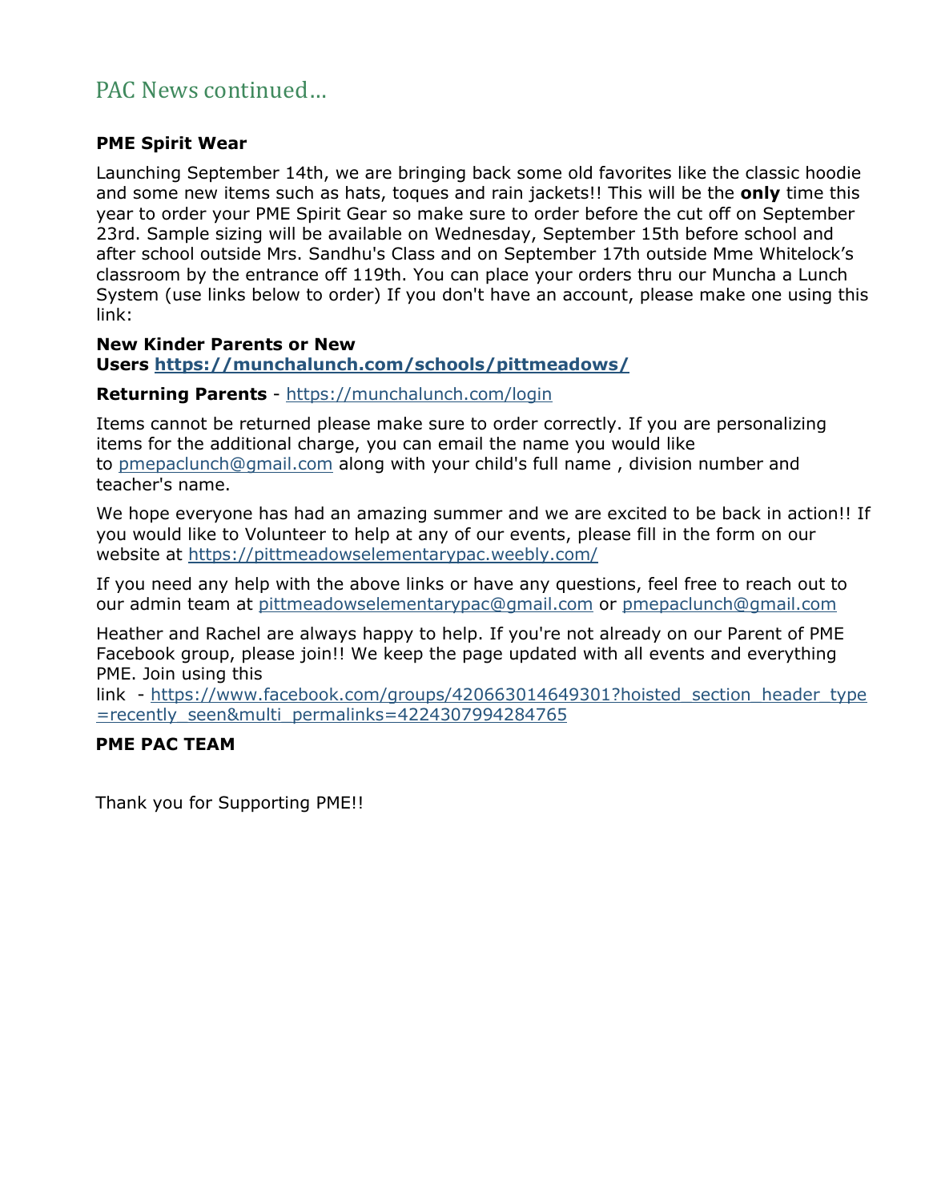## PAC News continued…

**PME Spirit Wear**

Launching September 14th, we are bringing back some old favorites like the classic hoodie and some new items such as hats, toques and rain jackets!! This will be the **only** time this year to order your PME Spirit Gear so make sure to order before the cut off on September 23rd. Sample sizing will be available on Wednesday, September 15th before school and after school outside Mrs. Sandhu's Class and on September 17th outside Mme Whitelock's classroom by the entrance off 119th. You can place your orders thru our Muncha a Lunch System (use links below to order) If you don't have an account, please make one using this link:

**New Kinder Parents or New Users [https://munchalunch.com/schools/pittmeadows/](https://munchalunch.com/schools/pittmeadows/)**

**Returning Parents** - [https://munchalunch.com/login](https://munchalunch.com/login)

Items cannot be returned please make sure to order correctly. If you are personalizing items for the additional charge, you can email the name you would like to [pmepaclunch@gmail.com](mailto:pmepaclunch@gmail.com) along with your child's full name , division number and teacher's name.

We hope everyone has had an amazing summer and we are excited to be back in action!! If you would like to Volunteer to help at any of our events, please fill in the form on our website at [https://pittmeadowselementarypac.weebly.com/](https://pittmeadowselementarypac.weebly.com/)

If you need any help with the above links or have any questions, feel free to reach out to our admin team at [pittmeadowselementarypac@gmail.com](mailto:pittmeadowselementarypac@gmail.com) or [pmepaclunch@gmail.com](mailto:pmepaclunch@gmail.com)

Heather and Rachel are always happy to help. If you're not already on our Parent of PME Facebook group, please join!! We keep the page updated with all events and everything PME. Join using this link - [https://www.facebook.com/groups/420663014649301?hoisted_section_header_type=recently_seen&multi_permalinks=4224307994284765](https://www.facebook.com/groups/420663014649301?hoisted_section_header_type=recently_seen&multi_permalinks=4224307994284765)

**PME PAC TEAM**

Thank you for Supporting PME!!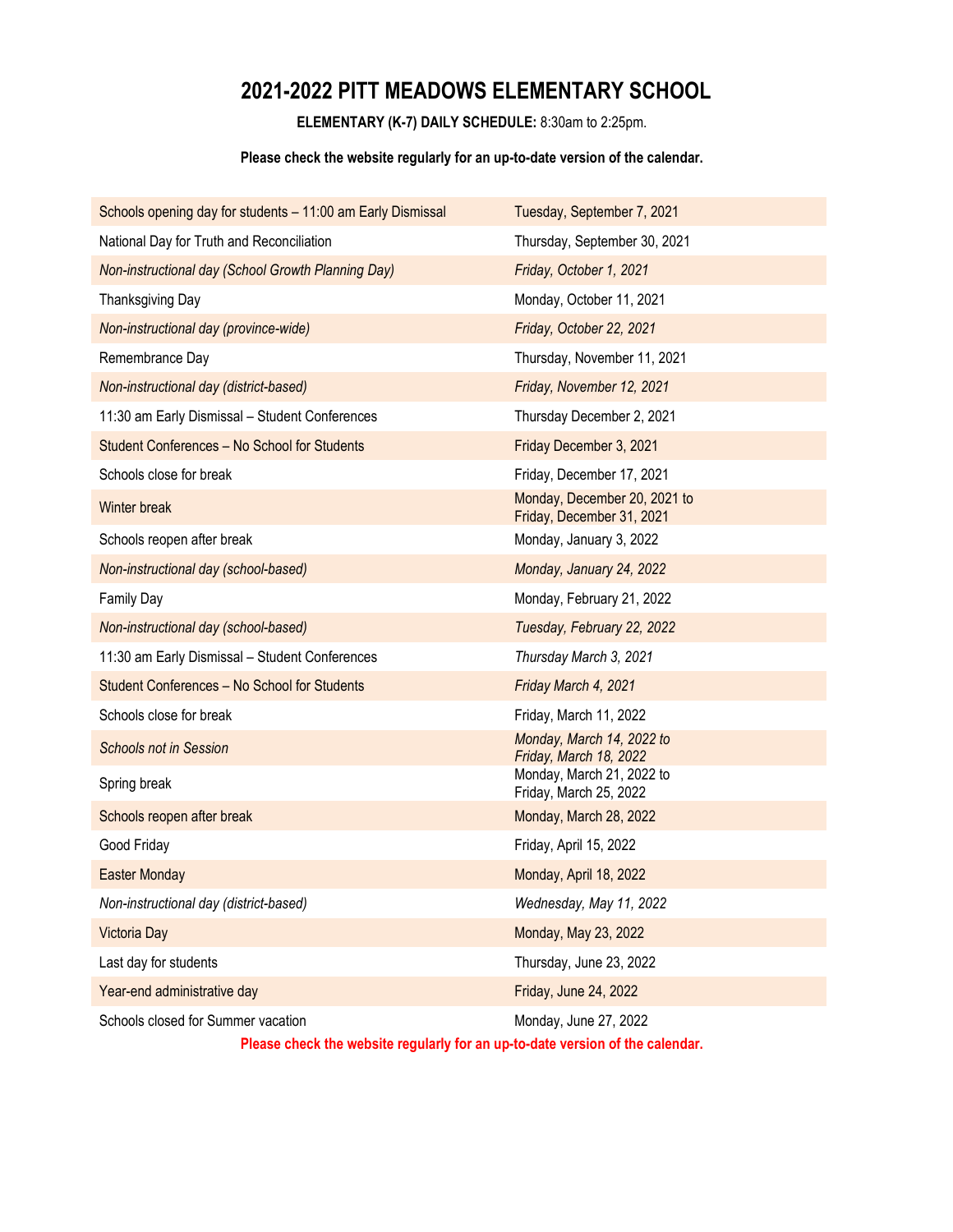# 2021-2022 PITT MEADOWS ELEMENTARY SCHOOL

**ELEMENTARY (K-7) DAILY SCHEDULE:** 8:30am to 2:25pm.

**Please check the website regularly for an up-to-date version of the calendar.**

| | |
|---|---|
| Schools opening day for students – 11:00 am Early Dismissal | Tuesday, September 7, 2021 |
| National Day for Truth and Reconciliation | Thursday, September 30, 2021 |
| *Non-instructional day (School Growth Planning Day)* | *Friday, October 1, 2021* |
| Thanksgiving Day | Monday, October 11, 2021 |
| *Non-instructional day (province-wide)* | *Friday, October 22, 2021* |
| Remembrance Day | Thursday, November 11, 2021 |
| *Non-instructional day (district-based)* | *Friday, November 12, 2021* |
| 11:30 am Early Dismissal – Student Conferences | Thursday December 2, 2021 |
| Student Conferences – No School for Students | Friday December 3, 2021 |
| Schools close for break | Friday, December 17, 2021 |
| Winter break | Monday, December 20, 2021 to Friday, December 31, 2021 |
| Schools reopen after break | Monday, January 3, 2022 |
| *Non-instructional day (school-based)* | *Monday, January 24, 2022* |
| Family Day | Monday, February 21, 2022 |
| *Non-instructional day (school-based)* | *Tuesday, February 22, 2022* |
| 11:30 am Early Dismissal – Student Conferences | *Thursday March 3, 2021* |
| Student Conferences – No School for Students | *Friday March 4, 2021* |
| Schools close for break | Friday, March 11, 2022 |
| *Schools not in Session* | *Monday, March 14, 2022 to Friday, March 18, 2022* |
| Spring break | Monday, March 21, 2022 to Friday, March 25, 2022 |
| Schools reopen after break | Monday, March 28, 2022 |
| Good Friday | Friday, April 15, 2022 |
| Easter Monday | Monday, April 18, 2022 |
| *Non-instructional day (district-based)* | *Wednesday, May 11, 2022* |
| Victoria Day | Monday, May 23, 2022 |
| Last day for students | Thursday, June 23, 2022 |
| Year-end administrative day | Friday, June 24, 2022 |
| Schools closed for Summer vacation | Monday, June 27, 2022 |

**Please check the website regularly for an up-to-date version of the calendar.**